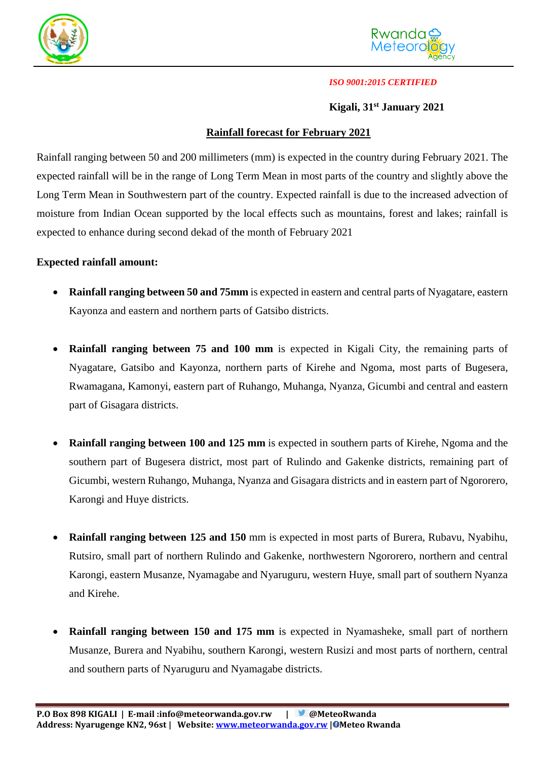*ISO 9001:2015 CERTIFIED*

**Kigali, 31st January 2021**

## Rainfall forecast for February 2021

Rainfall ranging between 50 and 200 millimeters (mm) is expected in the country during February 2021. The expected rainfall will be in the range of Long Term Mean in most parts of the country and slightly above the Long Term Mean in Southwestern part of the country. Expected rainfall is due to the increased advection of moisture from Indian Ocean supported by the local effects such as mountains, forest and lakes; rainfall is expected to enhance during second dekad of the month of February 2021

**Expected rainfall amount:**

- **Rainfall ranging between 50 and 75mm** is expected in eastern and central parts of Nyagatare, eastern Kayonza and eastern and northern parts of Gatsibo districts.

- **Rainfall ranging between 75 and 100 mm** is expected in Kigali City, the remaining parts of Nyagatare, Gatsibo and Kayonza, northern parts of Kirehe and Ngoma, most parts of Bugesera, Rwamagana, Kamonyi, eastern part of Ruhango, Muhanga, Nyanza, Gicumbi and central and eastern part of Gisagara districts.

- **Rainfall ranging between 100 and 125 mm** is expected in southern parts of Kirehe, Ngoma and the southern part of Bugesera district, most part of Rulindo and Gakenke districts, remaining part of Gicumbi, western Ruhango, Muhanga, Nyanza and Gisagara districts and in eastern part of Ngororero, Karongi and Huye districts.

- **Rainfall ranging between 125 and 150** mm is expected in most parts of Burera, Rubavu, Nyabihu, Rutsiro, small part of northern Rulindo and Gakenke, northwestern Ngororero, northern and central Karongi, eastern Musanze, Nyamagabe and Nyaruguru, western Huye, small part of southern Nyanza and Kirehe.

- **Rainfall ranging between 150 and 175 mm** is expected in Nyamasheke, small part of northern Musanze, Burera and Nyabihu, southern Karongi, western Rusizi and most parts of northern, central and southern parts of Nyaruguru and Nyamagabe districts.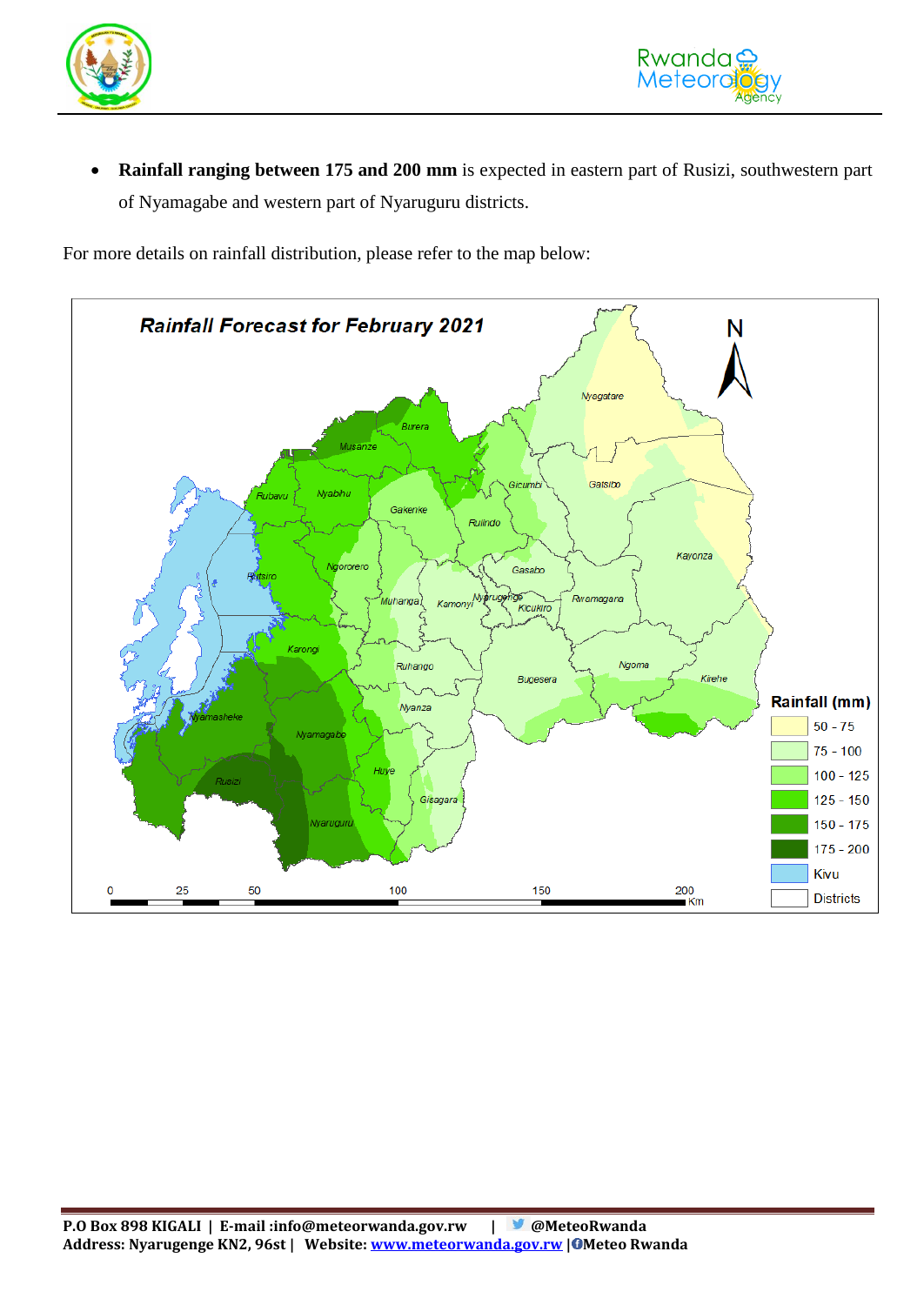- **Rainfall ranging between 175 and 200 mm** is expected in eastern part of Rusizi, southwestern part of Nyamagabe and western part of Nyaruguru districts.

For more details on rainfall distribution, please refer to the map below: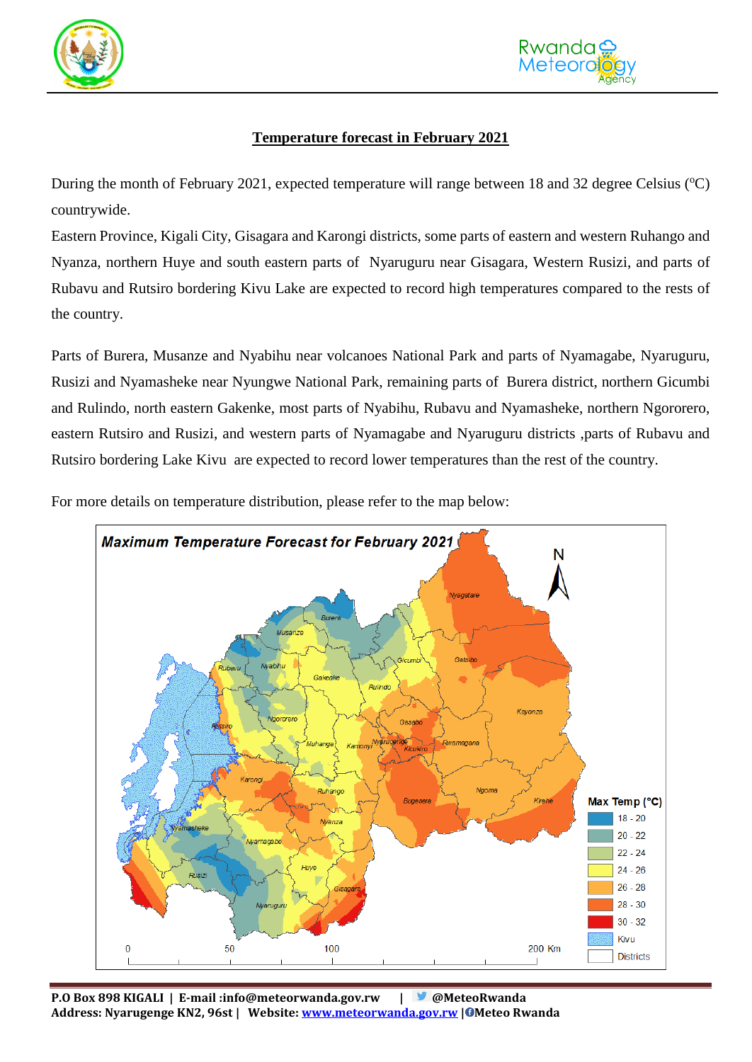# Temperature forecast in February 2021

During the month of February 2021, expected temperature will range between 18 and 32 degree Celsius ($^{o}$C) countrywide.

Eastern Province, Kigali City, Gisagara and Karongi districts, some parts of eastern and western Ruhango and Nyanza, northern Huye and south eastern parts of Nyaruguru near Gisagara, Western Rusizi, and parts of Rubavu and Rutsiro bordering Kivu Lake are expected to record high temperatures compared to the rests of the country.

Parts of Burera, Musanze and Nyabihu near volcanoes National Park and parts of Nyamagabe, Nyaruguru, Rusizi and Nyamasheke near Nyungwe National Park, remaining parts of Burera district, northern Gicumbi and Rulindo, north eastern Gakenke, most parts of Nyabihu, Rubavu and Nyamasheke, northern Ngororero, eastern Rutsiro and Rusizi, and western parts of Nyamagabe and Nyaruguru districts ,parts of Rubavu and Rutsiro bordering Lake Kivu are expected to record lower temperatures than the rest of the country.

For more details on temperature distribution, please refer to the map below:

**Maximum Temperature Forecast for February 2021**

N

Nyagatare
Burera
Musanze
Gicumbi
Gatsibo
Rubavu
Nyabihu
Gakenke
Rulindo
Kayonza
Ngororero
Gasabo
Rutsiro
Muhanga
Kamonyi
Nyarugenge
Kicukiro
Rwamagana
Karongi
Ruhango
Ngoma
Bugesera
Kirehe
Nyanza
Nyamasheke
Nyamagabe
Huye
Rusizi
Gisagara
Nyaruguru

Max Temp (°C)
18 - 20
20 - 22
22 - 24
24 - 26
26 - 28
28 - 30
30 - 32
Kivu
Districts

0 50 100 200 Km

**P.O Box 898 KIGALI | E-mail :info@meteorwanda.gov.rw | @MeteoRwanda**
**Address: Nyarugenge KN2, 96st | Website: www.meteorwanda.gov.rw | Meteo Rwanda**